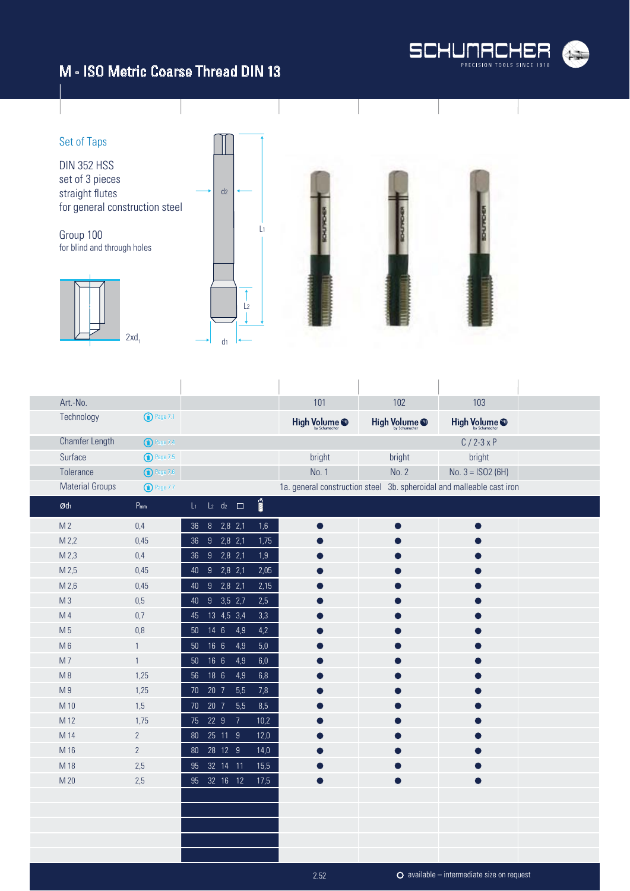# M - ISO Metric Coarse Thread DIN 13

## Set of Taps

DIN 352 HSS
set of 3 pieces
straight flutes
for general construction steel

Group 100
for blind and through holes

2xd1

| Art.-No. | | | 101 | 102 | 103 |
|---|---|---|---|---|---|
| Technology | Page 7.1 | | High Volume by Schumacher | High Volume by Schumacher | High Volume by Schumacher |
| Chamfer Length | Page 7.4 | | | | C / 2-3 x P |
| Surface | Page 7.5 | | bright | bright | bright |
| Tolerance | Page 7.6 | | No. 1 | No. 2 | No. 3 = ISO2 (6H) |
| Material Groups | Page 7.7 | | 1a. general construction steel | 3b. spheroidal and malleable cast iron | |

| Ød1 | Pmm | L1 | L2 | d2 | □ | drill | 101 | 102 | 103 |
|---|---|---|---|---|---|---|---|---|---|
| M 2 | 0,4 | 36 | 8 | 2,8 | 2,1 | 1,6 | ● | ● | ● |
| M 2,2 | 0,45 | 36 | 9 | 2,8 | 2,1 | 1,75 | ● | ● | ● |
| M 2,3 | 0,4 | 36 | 9 | 2,8 | 2,1 | 1,9 | ● | ● | ● |
| M 2,5 | 0,45 | 40 | 9 | 2,8 | 2,1 | 2,05 | ● | ● | ● |
| M 2,6 | 0,45 | 40 | 9 | 2,8 | 2,1 | 2,15 | ● | ● | ● |
| M 3 | 0,5 | 40 | 9 | 3,5 | 2,7 | 2,5 | ● | ● | ● |
| M 4 | 0,7 | 45 | 13 | 4,5 | 3,4 | 3,3 | ● | ● | ● |
| M 5 | 0,8 | 50 | 14 | 6 | 4,9 | 4,2 | ● | ● | ● |
| M 6 | 1 | 50 | 16 | 6 | 4,9 | 5,0 | ● | ● | ● |
| M 7 | 1 | 50 | 16 | 6 | 4,9 | 6,0 | ● | ● | ● |
| M 8 | 1,25 | 56 | 18 | 6 | 4,9 | 6,8 | ● | ● | ● |
| M 9 | 1,25 | 70 | 20 | 7 | 5,5 | 7,8 | ● | ● | ● |
| M 10 | 1,5 | 70 | 20 | 7 | 5,5 | 8,5 | ● | ● | ● |
| M 12 | 1,75 | 75 | 22 | 9 | 7 | 10,2 | ● | ● | ● |
| M 14 | 2 | 80 | 25 | 11 | 9 | 12,0 | ● | ● | ● |
| M 16 | 2 | 80 | 28 | 12 | 9 | 14,0 | ● | ● | ● |
| M 18 | 2,5 | 95 | 32 | 14 | 11 | 15,5 | ● | ● | ● |
| M 20 | 2,5 | 95 | 32 | 16 | 12 | 17,5 | ● | ● | ● |

○ available – intermediate size on request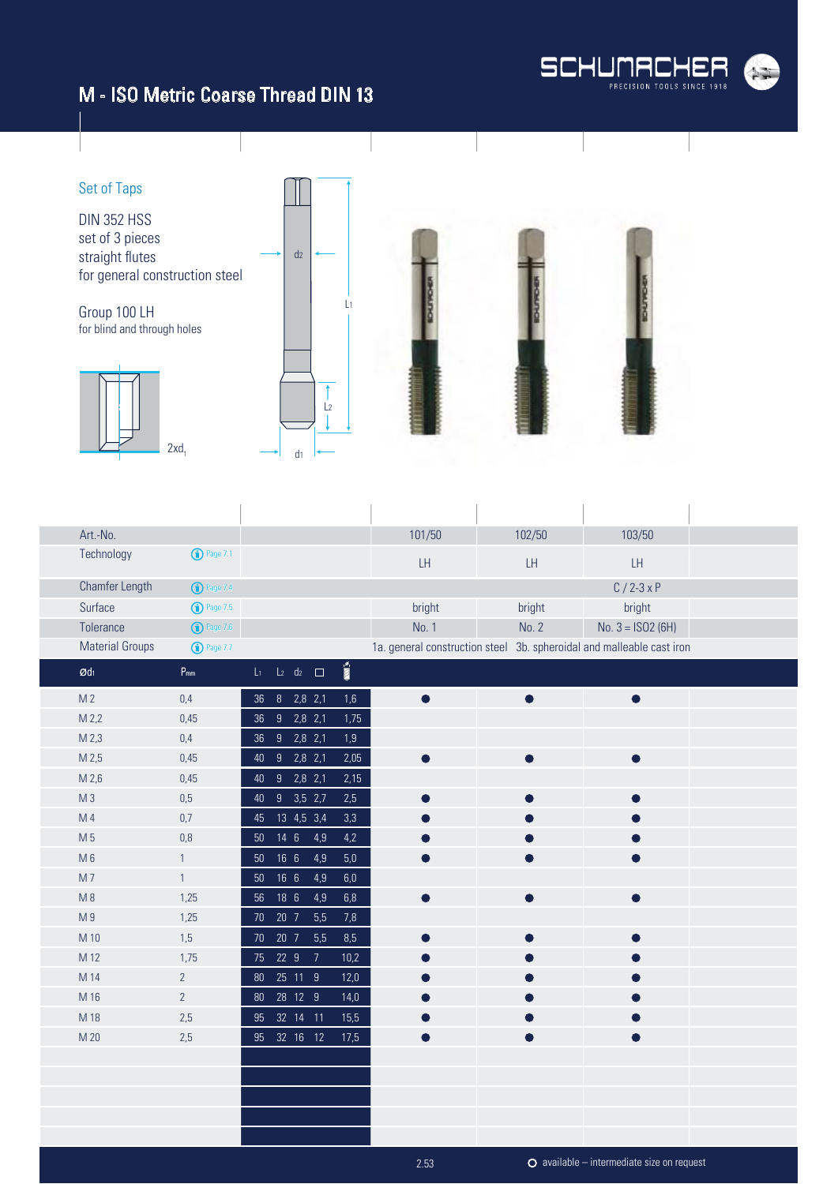# M - ISO Metric Coarse Thread DIN 13

## Set of Taps

DIN 352 HSS
set of 3 pieces
straight flutes
for general construction steel

Group 100 LH
for blind and through holes

2xd1

| Art.-No. | | | 101/50 | 102/50 | 103/50 |
|---|---|---|---|---|---|
| Technology | Page 7.1 | | LH | LH | LH |
| Chamfer Length | Page 7.4 | | | | C / 2-3 x P |
| Surface | Page 7.5 | | bright | bright | bright |
| Tolerance | Page 7.6 | | No. 1 | No. 2 | No. 3 = ISO2 (6H) |
| Material Groups | Page 7.7 | | 1a. general construction steel | 3b. spheroidal and malleable cast iron | |

| Ød1 | P mm | L1 | L2 | d2 | □ | Drill | 101/50 | 102/50 | 103/50 |
|---|---|---|---|---|---|---|---|---|---|
| M 2 | 0,4 | 36 | 8 | 2,8 | 2,1 | 1,6 | ● | ● | ● |
| M 2,2 | 0,45 | 36 | 9 | 2,8 | 2,1 | 1,75 | | | |
| M 2,3 | 0,4 | 36 | 9 | 2,8 | 2,1 | 1,9 | | | |
| M 2,5 | 0,45 | 40 | 9 | 2,8 | 2,1 | 2,05 | ● | ● | ● |
| M 2,6 | 0,45 | 40 | 9 | 2,8 | 2,1 | 2,15 | | | |
| M 3 | 0,5 | 40 | 9 | 3,5 | 2,7 | 2,5 | ● | ● | ● |
| M 4 | 0,7 | 45 | 13 | 4,5 | 3,4 | 3,3 | ● | ● | ● |
| M 5 | 0,8 | 50 | 14 | 6 | 4,9 | 4,2 | ● | ● | ● |
| M 6 | 1 | 50 | 16 | 6 | 4,9 | 5,0 | ● | ● | ● |
| M 7 | 1 | 50 | 16 | 6 | 4,9 | 6,0 | | | |
| M 8 | 1,25 | 56 | 18 | 6 | 4,9 | 6,8 | ● | ● | ● |
| M 9 | 1,25 | 70 | 20 | 7 | 5,5 | 7,8 | | | |
| M 10 | 1,5 | 70 | 20 | 7 | 5,5 | 8,5 | ● | ● | ● |
| M 12 | 1,75 | 75 | 22 | 9 | 7 | 10,2 | ● | ● | ● |
| M 14 | 2 | 80 | 25 | 11 | 9 | 12,0 | ● | ● | ● |
| M 16 | 2 | 80 | 28 | 12 | 9 | 14,0 | ● | ● | ● |
| M 18 | 2,5 | 95 | 32 | 14 | 11 | 15,5 | ● | ● | ● |
| M 20 | 2,5 | 95 | 32 | 16 | 12 | 17,5 | ● | ● | ● |

○ available – intermediate size on request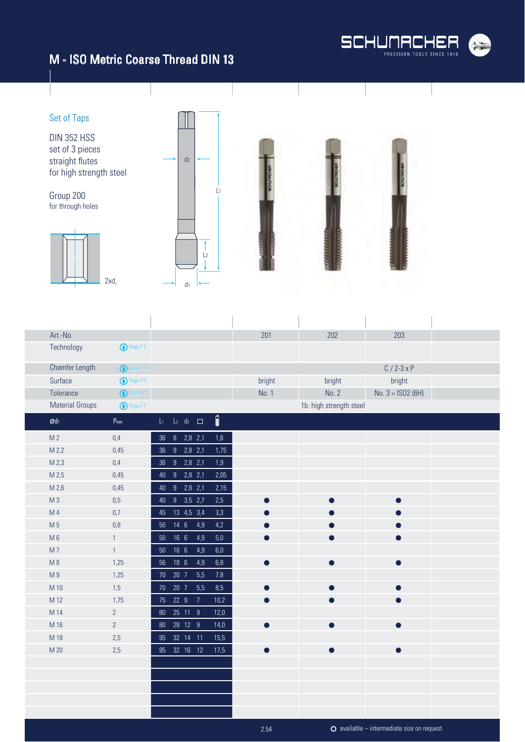# M - ISO Metric Coarse Thread DIN 13

## Set of Taps

DIN 352 HSS
set of 3 pieces
straight flutes
for high strength steel

Group 200
for through holes

2xd1

| Art.-No. | | | 201 | 202 | 203 |
|---|---|---|---|---|---|
| Technology | Page 7.1 | | | | |
| Chamfer Length | Page 7.4 | | | | C / 2-3 x P |
| Surface | Page 7.5 | | bright | bright | bright |
| Tolerance | Page 7.6 | | No. 1 | No. 2 | No. 3 = ISO2 (6H) |
| Material Groups | Page 7.7 | | | 1b. high strength steel | |

| ød1 | Pmm | L1 | L2 | d2 | □ | drill | 201 | 202 | 203 |
|---|---|---|---|---|---|---|---|---|---|
| M 2 | 0,4 | 36 | 8 | 2,8 | 2,1 | 1,6 | | | |
| M 2,2 | 0,45 | 36 | 9 | 2,8 | 2,1 | 1,75 | | | |
| M 2,3 | 0,4 | 36 | 9 | 2,8 | 2,1 | 1,9 | | | |
| M 2,5 | 0,45 | 40 | 9 | 2,8 | 2,1 | 2,05 | | | |
| M 2,6 | 0,45 | 40 | 9 | 2,8 | 2,1 | 2,15 | | | |
| M 3 | 0,5 | 40 | 9 | 3,5 | 2,7 | 2,5 | ● | ● | ● |
| M 4 | 0,7 | 45 | 13 | 4,5 | 3,4 | 3,3 | ● | ● | ● |
| M 5 | 0,8 | 50 | 14 | 6 | 4,9 | 4,2 | ● | ● | ● |
| M 6 | 1 | 50 | 16 | 6 | 4,9 | 5,0 | ● | ● | ● |
| M 7 | 1 | 50 | 16 | 6 | 4,9 | 6,0 | | | |
| M 8 | 1,25 | 56 | 18 | 6 | 4,9 | 6,8 | ● | ● | ● |
| M 9 | 1,25 | 70 | 20 | 7 | 5,5 | 7,8 | | | |
| M 10 | 1,5 | 70 | 20 | 7 | 5,5 | 8,5 | ● | ● | ● |
| M 12 | 1,75 | 75 | 22 | 9 | 7 | 10,2 | ● | ● | ● |
| M 14 | 2 | 80 | 25 | 11 | 9 | 12,0 | | | |
| M 16 | 2 | 80 | 28 | 12 | 9 | 14,0 | ● | ● | ● |
| M 18 | 2,5 | 95 | 32 | 14 | 11 | 15,5 | | | |
| M 20 | 2,5 | 95 | 32 | 16 | 12 | 17,5 | ● | ● | ● |

○ available – intermediate size on request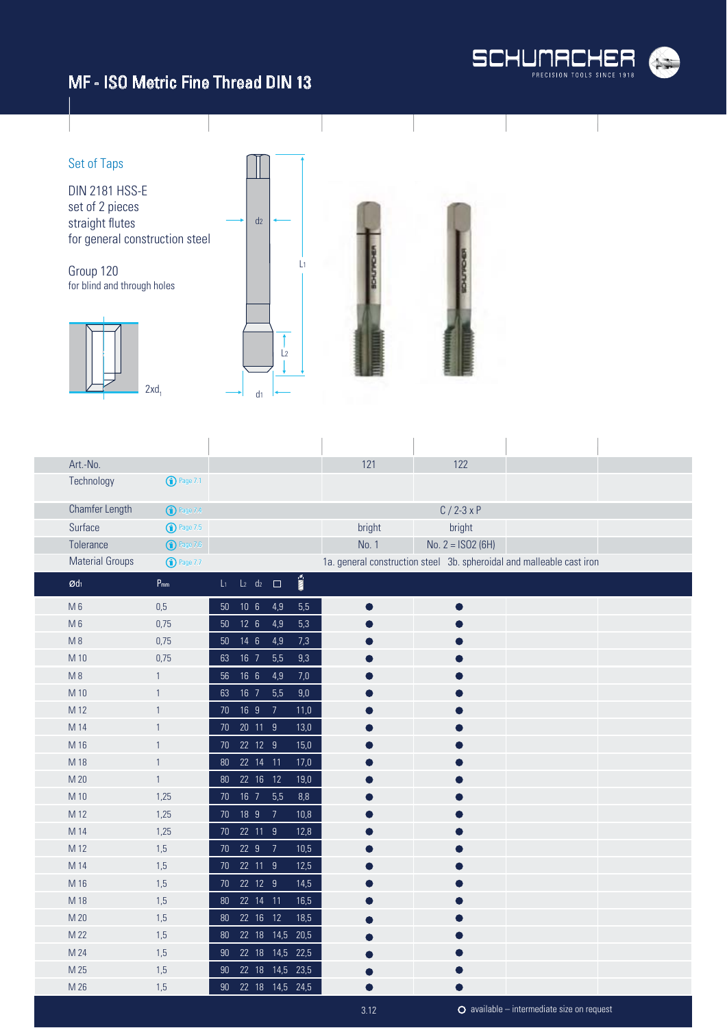# MF - ISO Metric Fine Thread DIN 13

## Set of Taps

DIN 2181 HSS-E
set of 2 pieces
straight flutes
for general construction steel

Group 120
for blind and through holes

2xd₁

| Art.-No. | | | 121 | 122 |
|---|---|---|---|---|
| Technology | Page 7.1 | | | |
| Chamfer Length | Page 7.4 | | C / 2-3 x P | |
| Surface | Page 7.5 | | bright | bright |
| Tolerance | Page 7.6 | | No. 1 | No. 2 = ISO2 (6H) |
| Material Groups | Page 7.7 | | 1a. general construction steel | 3b. spheroidal and malleable cast iron |

| ød₁ | $P_{mm}$ | $L_1$ | $L_2$ | $d_2$ | □ | | 121 | 122 |
|---|---|---|---|---|---|---|---|---|
| M 6 | 0,5 | 50 | 10 | 6 | 4,9 | 5,5 | ● | ● |
| M 6 | 0,75 | 50 | 12 | 6 | 4,9 | 5,3 | ● | ● |
| M 8 | 0,75 | 50 | 14 | 6 | 4,9 | 7,3 | ● | ● |
| M 10 | 0,75 | 63 | 16 | 7 | 5,5 | 9,3 | ● | ● |
| M 8 | 1 | 56 | 16 | 6 | 4,9 | 7,0 | ● | ● |
| M 10 | 1 | 63 | 16 | 7 | 5,5 | 9,0 | ● | ● |
| M 12 | 1 | 70 | 16 | 9 | 7 | 11,0 | ● | ● |
| M 14 | 1 | 70 | 20 | 11 | 9 | 13,0 | ● | ● |
| M 16 | 1 | 70 | 22 | 12 | 9 | 15,0 | ● | ● |
| M 18 | 1 | 80 | 22 | 14 | 11 | 17,0 | ● | ● |
| M 20 | 1 | 80 | 22 | 16 | 12 | 19,0 | ● | ● |
| M 10 | 1,25 | 70 | 16 | 7 | 5,5 | 8,8 | ● | ● |
| M 12 | 1,25 | 70 | 18 | 9 | 7 | 10,8 | ● | ● |
| M 14 | 1,25 | 70 | 22 | 11 | 9 | 12,8 | ● | ● |
| M 12 | 1,5 | 70 | 22 | 9 | 7 | 10,5 | ● | ● |
| M 14 | 1,5 | 70 | 22 | 11 | 9 | 12,5 | ● | ● |
| M 16 | 1,5 | 70 | 22 | 12 | 9 | 14,5 | ● | ● |
| M 18 | 1,5 | 80 | 22 | 14 | 11 | 16,5 | ● | ● |
| M 20 | 1,5 | 80 | 22 | 16 | 12 | 18,5 | ● | ● |
| M 22 | 1,5 | 80 | 22 | 18 | 14,5 | 20,5 | ● | ● |
| M 24 | 1,5 | 90 | 22 | 18 | 14,5 | 22,5 | ● | ● |
| M 25 | 1,5 | 90 | 22 | 18 | 14,5 | 23,5 | ● | ● |
| M 26 | 1,5 | 90 | 22 | 18 | 14,5 | 24,5 | ● | ● |

○ available – intermediate size on request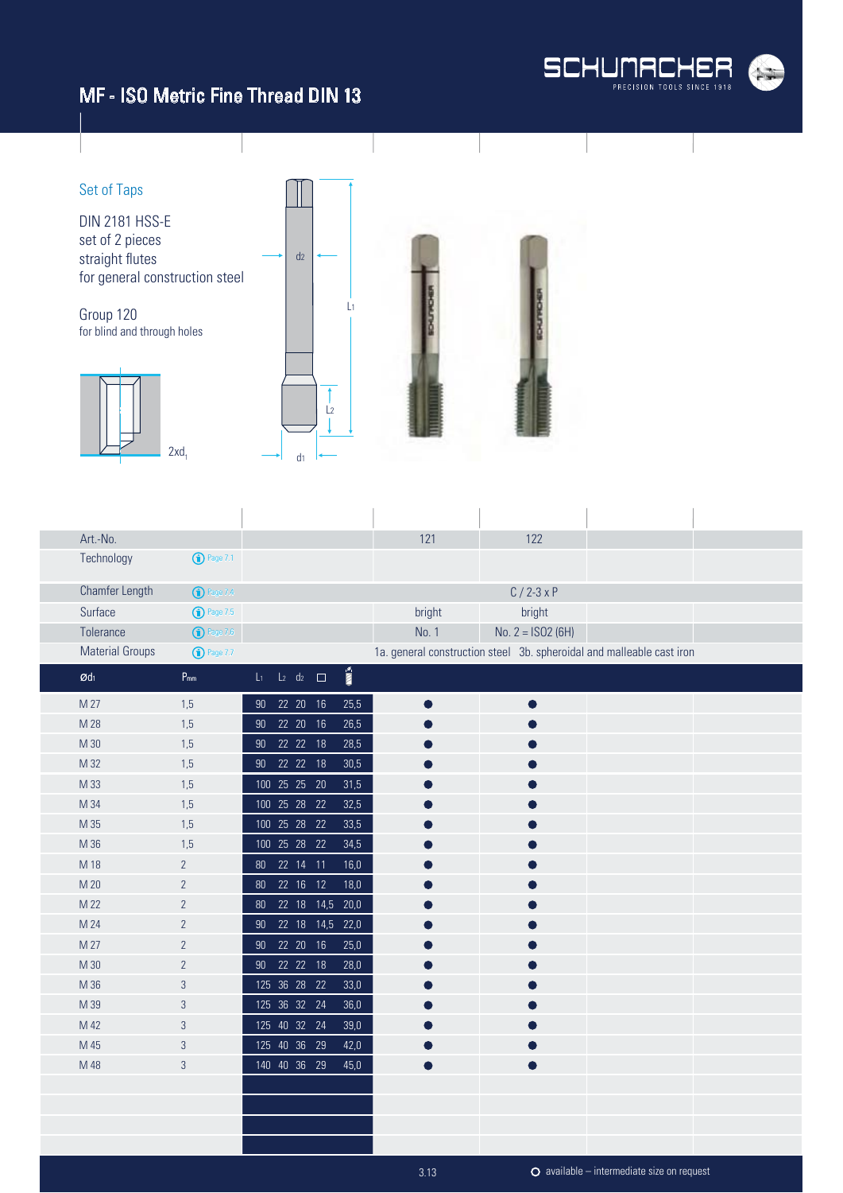# MF - ISO Metric Fine Thread DIN 13

## Set of Taps

DIN 2181 HSS-E
set of 2 pieces
straight flutes
for general construction steel

Group 120
for blind and through holes

2xd1

| Art.-No. | | | 121 | 122 |
|---|---|---|---|---|
| Technology | Page 7.1 | | | |
| Chamfer Length | Page 7.4 | | C / 2-3 x P | |
| Surface | Page 7.5 | | bright | bright |
| Tolerance | Page 7.6 | | No. 1 | No. 2 = ISO2 (6H) |
| Material Groups | Page 7.7 | | 1a. general construction steel | 3b. spheroidal and malleable cast iron |

| ød1 | Pmm | L1 | L2 | d2 | □ | drill | 121 | 122 |
|---|---|---|---|---|---|---|---|---|
| M 27 | 1,5 | 90 | 22 | 20 | 16 | 25,5 | ● | ● |
| M 28 | 1,5 | 90 | 22 | 20 | 16 | 26,5 | ● | ● |
| M 30 | 1,5 | 90 | 22 | 22 | 18 | 28,5 | ● | ● |
| M 32 | 1,5 | 90 | 22 | 22 | 18 | 30,5 | ● | ● |
| M 33 | 1,5 | 100 | 25 | 25 | 20 | 31,5 | ● | ● |
| M 34 | 1,5 | 100 | 25 | 28 | 22 | 32,5 | ● | ● |
| M 35 | 1,5 | 100 | 25 | 28 | 22 | 33,5 | ● | ● |
| M 36 | 1,5 | 100 | 25 | 28 | 22 | 34,5 | ● | ● |
| M 18 | 2 | 80 | 22 | 14 | 11 | 16,0 | ● | ● |
| M 20 | 2 | 80 | 22 | 16 | 12 | 18,0 | ● | ● |
| M 22 | 2 | 80 | 22 | 18 | 14,5 | 20,0 | ● | ● |
| M 24 | 2 | 90 | 22 | 18 | 14,5 | 22,0 | ● | ● |
| M 27 | 2 | 90 | 22 | 20 | 16 | 25,0 | ● | ● |
| M 30 | 2 | 90 | 22 | 22 | 18 | 28,0 | ● | ● |
| M 36 | 3 | 125 | 36 | 28 | 22 | 33,0 | ● | ● |
| M 39 | 3 | 125 | 36 | 32 | 24 | 36,0 | ● | ● |
| M 42 | 3 | 125 | 40 | 32 | 24 | 39,0 | ● | ● |
| M 45 | 3 | 125 | 40 | 36 | 29 | 42,0 | ● | ● |
| M 48 | 3 | 140 | 40 | 36 | 29 | 45,0 | ● | ● |

○ available – intermediate size on request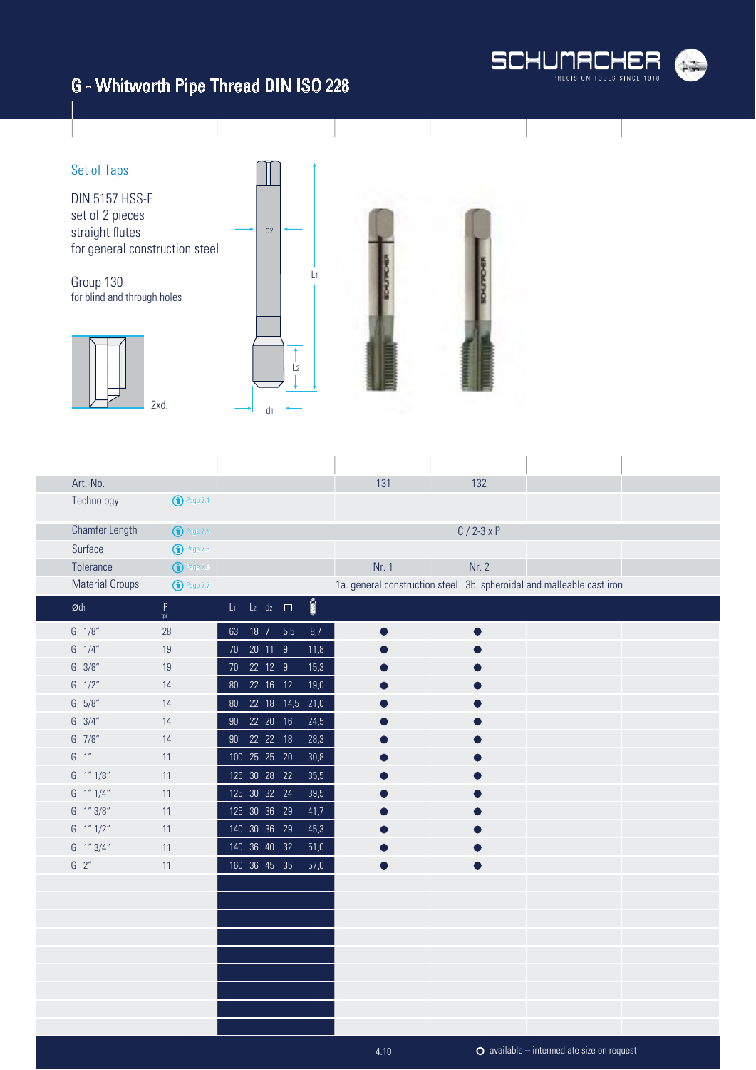# G - Whitworth Pipe Thread DIN ISO 228

## Set of Taps

DIN 5157 HSS-E
set of 2 pieces
straight flutes
for general construction steel

Group 130
for blind and through holes

2xd1

d2 L1 L2 d1

| Art.-No. | | | 131 | 132 |
|---|---|---|---|---|
| Technology | Page 7.1 | | | |
| Chamfer Length | Page 7.4 | | C / 2-3 x P | |
| Surface | Page 7.5 | | | |
| Tolerance | Page 7.6 | | Nr. 1 | Nr. 2 |
| Material Groups | Page 7.7 | | 1a. general construction steel | 3b. spheroidal and malleable cast iron |

| Ød1 | P tpi | L1 | L2 | d2 | □ | Drill | 131 | 132 |
|---|---|---|---|---|---|---|---|---|
| G 1/8" | 28 | 63 | 18 | 7 | 5,5 | 8,7 | ● | ● |
| G 1/4" | 19 | 70 | 20 | 11 | 9 | 11,8 | ● | ● |
| G 3/8" | 19 | 70 | 22 | 12 | 9 | 15,3 | ● | ● |
| G 1/2" | 14 | 80 | 22 | 16 | 12 | 19,0 | ● | ● |
| G 5/8" | 14 | 80 | 22 | 18 | 14,5 | 21,0 | ● | ● |
| G 3/4" | 14 | 90 | 22 | 20 | 16 | 24,5 | ● | ● |
| G 7/8" | 14 | 90 | 22 | 22 | 18 | 28,3 | ● | ● |
| G 1" | 11 | 100 | 25 | 25 | 20 | 30,8 | ● | ● |
| G 1" 1/8" | 11 | 125 | 30 | 28 | 22 | 35,5 | ● | ● |
| G 1" 1/4" | 11 | 125 | 30 | 32 | 24 | 39,5 | ● | ● |
| G 1" 3/8" | 11 | 125 | 30 | 36 | 29 | 41,7 | ● | ● |
| G 1" 1/2" | 11 | 140 | 30 | 36 | 29 | 45,3 | ● | ● |
| G 1" 3/4" | 11 | 140 | 36 | 40 | 32 | 51,0 | ● | ● |
| G 2" | 11 | 160 | 36 | 45 | 35 | 57,0 | ● | ● |

○ available – intermediate size on request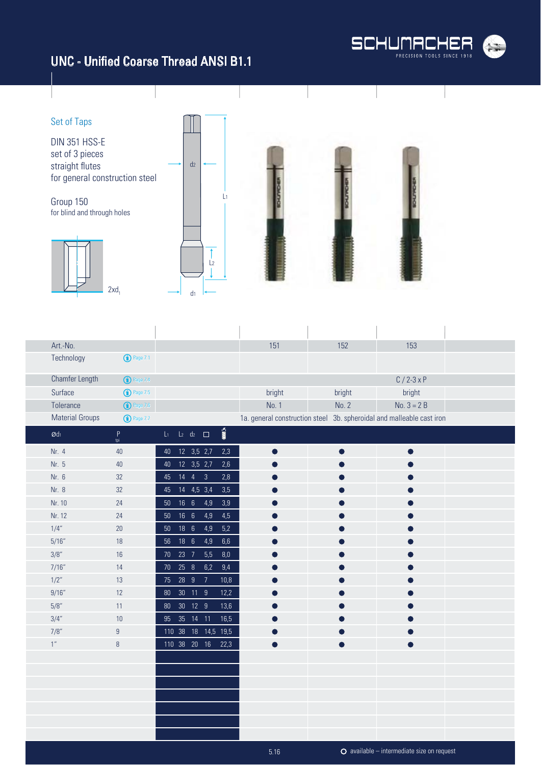# UNC - Unified Coarse Thread ANSI B1.1

## Set of Taps

DIN 351 HSS-E
set of 3 pieces
straight flutes
for general construction steel

Group 150
for blind and through holes

2xd1

| Art.-No. | | | 151 | 152 | 153 |
|---|---|---|---|---|---|
| Technology | Page 7.1 | | | | |
| Chamfer Length | Page 7.4 | | | | C / 2-3 x P |
| Surface | Page 7.5 | | bright | bright | bright |
| Tolerance | Page 7.6 | | No. 1 | No. 2 | No. 3 = 2 B |
| Material Groups | Page 7.7 | | 1a. general construction steel | 3b. spheroidal and malleable cast iron | |

| Ød1 | P tpi | L1 | L2 | d2 | □ | Drill | 151 | 152 | 153 |
|---|---|---|---|---|---|---|---|---|---|
| Nr. 4 | 40 | 40 | 12 | 3,5 | 2,7 | 2,3 | ● | ● | ● |
| Nr. 5 | 40 | 40 | 12 | 3,5 | 2,7 | 2,6 | ● | ● | ● |
| Nr. 6 | 32 | 45 | 14 | 4 | 3 | 2,8 | ● | ● | ● |
| Nr. 8 | 32 | 45 | 14 | 4,5 | 3,4 | 3,5 | ● | ● | ● |
| Nr. 10 | 24 | 50 | 16 | 6 | 4,9 | 3,9 | ● | ● | ● |
| Nr. 12 | 24 | 50 | 16 | 6 | 4,9 | 4,5 | ● | ● | ● |
| 1/4" | 20 | 50 | 18 | 6 | 4,9 | 5,2 | ● | ● | ● |
| 5/16" | 18 | 56 | 18 | 6 | 4,9 | 6,6 | ● | ● | ● |
| 3/8" | 16 | 70 | 23 | 7 | 5,5 | 8,0 | ● | ● | ● |
| 7/16" | 14 | 70 | 25 | 8 | 6,2 | 9,4 | ● | ● | ● |
| 1/2" | 13 | 75 | 28 | 9 | 7 | 10,8 | ● | ● | ● |
| 9/16" | 12 | 80 | 30 | 11 | 9 | 12,2 | ● | ● | ● |
| 5/8" | 11 | 80 | 30 | 12 | 9 | 13,6 | ● | ● | ● |
| 3/4" | 10 | 95 | 35 | 14 | 11 | 16,5 | ● | ● | ● |
| 7/8" | 9 | 110 | 38 | 18 | 14,5 | 19,5 | ● | ● | ● |
| 1" | 8 | 110 | 38 | 20 | 16 | 22,3 | ● | ● | ● |

○ available – intermediate size on request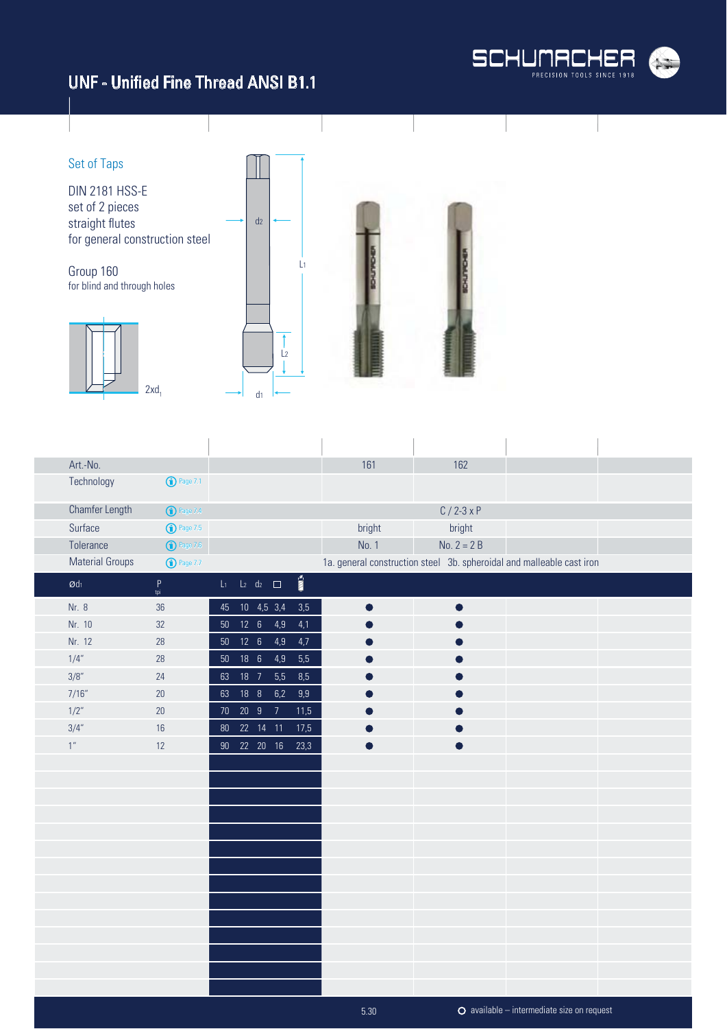# UNF - Unified Fine Thread ANSI B1.1

## Set of Taps

DIN 2181 HSS-E
set of 2 pieces
straight flutes
for general construction steel

Group 160
for blind and through holes

2xd1

| Art.-No. | | | 161 | 162 |
|---|---|---|---|---|
| Technology | Page 7.1 | | | |
| Chamfer Length | Page 7.4 | | C / 2-3 x P | |
| Surface | Page 7.5 | | bright | bright |
| Tolerance | Page 7.6 | | No. 1 | No. 2 = 2 B |
| Material Groups | Page 7.7 | | 1a. general construction steel | 3b. spheroidal and malleable cast iron |

| Ød1 | P tpi | L1 | L2 | d2 | □ | Drill | 161 | 162 |
|---|---|---|---|---|---|---|---|---|
| Nr. 8 | 36 | 45 | 10 | 4,5 | 3,4 | 3,5 | ● | ● |
| Nr. 10 | 32 | 50 | 12 | 6 | 4,9 | 4,1 | ● | ● |
| Nr. 12 | 28 | 50 | 12 | 6 | 4,9 | 4,7 | ● | ● |
| 1/4" | 28 | 50 | 18 | 6 | 4,9 | 5,5 | ● | ● |
| 3/8" | 24 | 63 | 18 | 7 | 5,5 | 8,5 | ● | ● |
| 7/16" | 20 | 63 | 18 | 8 | 6,2 | 9,9 | ● | ● |
| 1/2" | 20 | 70 | 20 | 9 | 7 | 11,5 | ● | ● |
| 3/4" | 16 | 80 | 22 | 14 | 11 | 17,5 | ● | ● |
| 1" | 12 | 90 | 22 | 20 | 16 | 23,3 | ● | ● |

○ available – intermediate size on request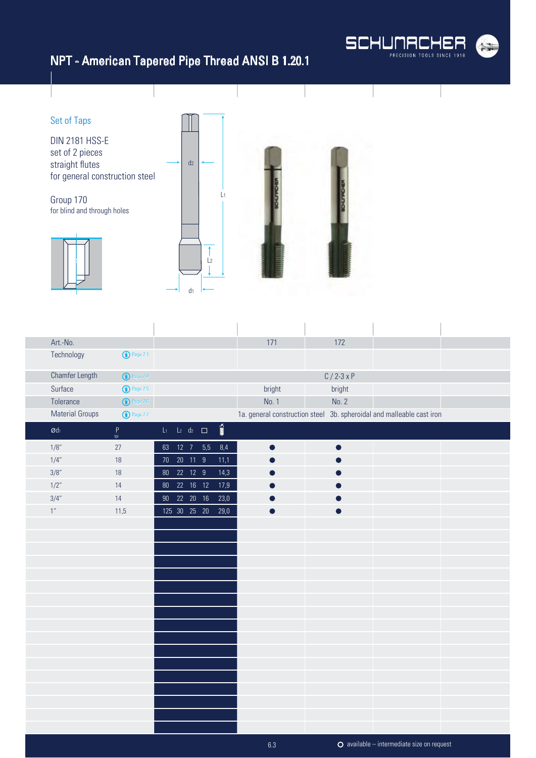# NPT - American Tapered Pipe Thread ANSI B 1.20.1

## Set of Taps

DIN 2181 HSS-E
set of 2 pieces
straight flutes
for general construction steel

Group 170
for blind and through holes

| Art.-No. | | | 171 | 172 |
|---|---|---|---|---|
| Technology | Page 7.1 | | | |
| Chamfer Length | Page 7.4 | | C / 2-3 x P | |
| Surface | Page 7.5 | | bright | bright |
| Tolerance | Page 7.6 | | No. 1 | No. 2 |
| Material Groups | Page 7.7 | | 1a. general construction steel | 3b. spheroidal and malleable cast iron |

| Ød1 | P tpi | L1 | L2 | d2 | □ | Drill | 171 | 172 |
|---|---|---|---|---|---|---|---|---|
| 1/8" | 27 | 63 | 12 | 7 | 5,5 | 8,4 | ● | ● |
| 1/4" | 18 | 70 | 20 | 11 | 9 | 11,1 | ● | ● |
| 3/8" | 18 | 80 | 22 | 12 | 9 | 14,3 | ● | ● |
| 1/2" | 14 | 80 | 22 | 16 | 12 | 17,9 | ● | ● |
| 3/4" | 14 | 90 | 22 | 20 | 16 | 23,0 | ● | ● |
| 1" | 11,5 | 125 | 30 | 25 | 20 | 29,0 | ● | ● |

○ available – intermediate size on request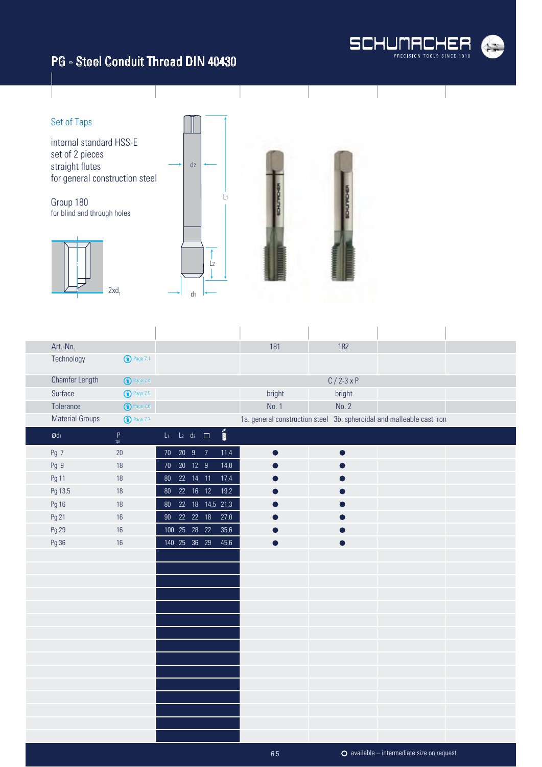# PG - Steel Conduit Thread DIN 40430

## Set of Taps

internal standard HSS-E
set of 2 pieces
straight flutes
for general construction steel

Group 180
for blind and through holes

2xd1

| Art.-No. | | 181 | 182 |
|---|---|---|---|
| Technology | Page 7.1 | | |
| Chamfer Length | Page 7.4 | C / 2-3 x P | |
| Surface | Page 7.5 | bright | bright |
| Tolerance | Page 7.6 | No. 1 | No. 2 |
| Material Groups | Page 7.7 | 1a. general construction steel | 3b. spheroidal and malleable cast iron |

| Ød1 | P tpi | L1 | L2 | d2 | □ | | 181 | 182 |
|---|---|---|---|---|---|---|---|---|
| Pg 7 | 20 | 70 | 20 | 9 | 7 | 11,4 | ● | ● |
| Pg 9 | 18 | 70 | 20 | 12 | 9 | 14,0 | ● | ● |
| Pg 11 | 18 | 80 | 22 | 14 | 11 | 17,4 | ● | ● |
| Pg 13,5 | 18 | 80 | 22 | 16 | 12 | 19,2 | ● | ● |
| Pg 16 | 18 | 80 | 22 | 18 | 14,5 | 21,3 | ● | ● |
| Pg 21 | 16 | 90 | 22 | 22 | 18 | 27,0 | ● | ● |
| Pg 29 | 16 | 100 | 25 | 28 | 22 | 35,6 | ● | ● |
| Pg 36 | 16 | 140 | 25 | 36 | 29 | 45,6 | ● | ● |

○ available – intermediate size on request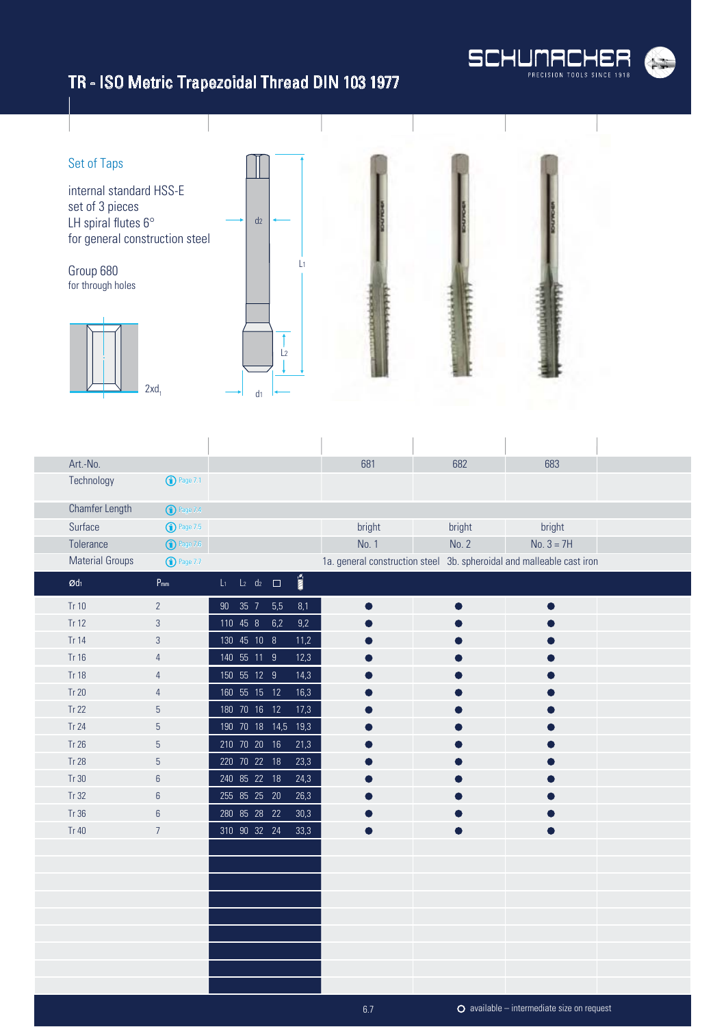# TR - ISO Metric Trapezoidal Thread DIN 103 1977

## Set of Taps

internal standard HSS-E
set of 3 pieces
LH spiral flutes 6°
for general construction steel

Group 680
for through holes

2xd1

d2, L1, L2, d1

| Art.-No. | | | 681 | 682 | 683 |
|---|---|---|---|---|---|
| Technology | Page 7.1 | | | | |
| Chamfer Length | Page 7.4 | | | | |
| Surface | Page 7.5 | | bright | bright | bright |
| Tolerance | Page 7.6 | | No. 1 | No. 2 | No. 3 = 7H |
| Material Groups | Page 7.7 | | 1a. general construction steel | 3b. spheroidal and malleable cast iron | |

| ød1 | Pmm | L1 | L2 | d2 | □ | Drill | 681 | 682 | 683 |
|---|---|---|---|---|---|---|---|---|---|
| Tr 10 | 2 | 90 | 35 | 7 | 5,5 | 8,1 | ● | ● | ● |
| Tr 12 | 3 | 110 | 45 | 8 | 6,2 | 9,2 | ● | ● | ● |
| Tr 14 | 3 | 130 | 45 | 10 | 8 | 11,2 | ● | ● | ● |
| Tr 16 | 4 | 140 | 55 | 11 | 9 | 12,3 | ● | ● | ● |
| Tr 18 | 4 | 150 | 55 | 12 | 9 | 14,3 | ● | ● | ● |
| Tr 20 | 4 | 160 | 55 | 15 | 12 | 16,3 | ● | ● | ● |
| Tr 22 | 5 | 180 | 70 | 16 | 12 | 17,3 | ● | ● | ● |
| Tr 24 | 5 | 190 | 70 | 18 | 14,5 | 19,3 | ● | ● | ● |
| Tr 26 | 5 | 210 | 70 | 20 | 16 | 21,3 | ● | ● | ● |
| Tr 28 | 5 | 220 | 70 | 22 | 18 | 23,3 | ● | ● | ● |
| Tr 30 | 6 | 240 | 85 | 22 | 18 | 24,3 | ● | ● | ● |
| Tr 32 | 6 | 255 | 85 | 25 | 20 | 26,3 | ● | ● | ● |
| Tr 36 | 6 | 280 | 85 | 28 | 22 | 30,3 | ● | ● | ● |
| Tr 40 | 7 | 310 | 90 | 32 | 24 | 33,3 | ● | ● | ● |

○ available – intermediate size on request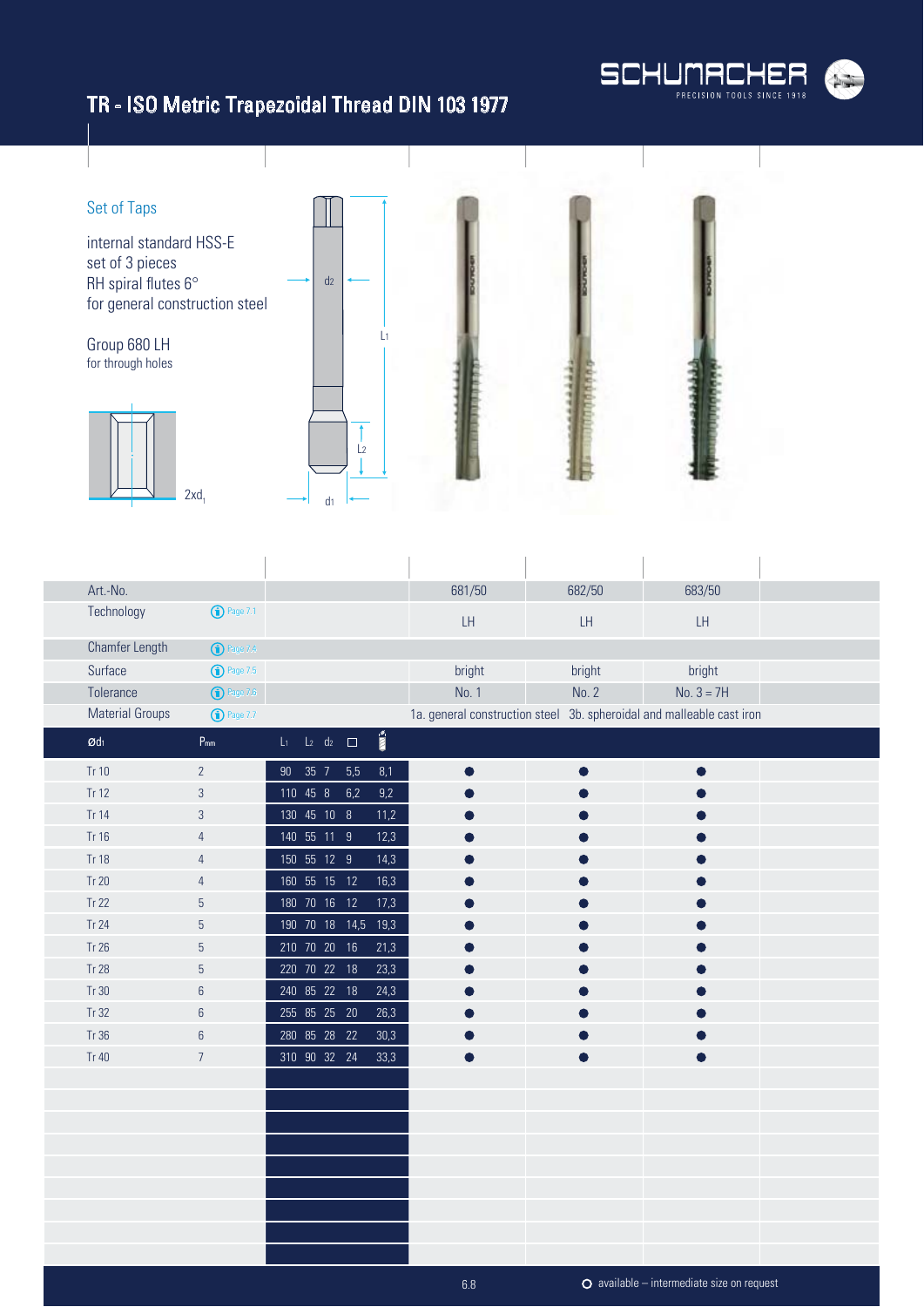# TR - ISO Metric Trapezoidal Thread DIN 103 1977

## Set of Taps

internal standard HSS-E
set of 3 pieces
RH spiral flutes 6°
for general construction steel

Group 680 LH
for through holes

2xd1

d2 L1 L2 d1

| Art.-No. | | | 681/50 | 682/50 | 683/50 |
|---|---|---|---|---|---|
| Technology | Page 7.1 | | LH | LH | LH |
| Chamfer Length | Page 7.4 | | | | |
| Surface | Page 7.5 | | bright | bright | bright |
| Tolerance | Page 7.6 | | No. 1 | No. 2 | No. 3 = 7H |
| Material Groups | Page 7.7 | | 1a. general construction steel 3b. spheroidal and malleable cast iron | | |

| Ød1 | Pmm | L1 | L2 | d2 | □ | Drill | 681/50 | 682/50 | 683/50 |
|---|---|---|---|---|---|---|---|---|---|
| Tr 10 | 2 | 90 | 35 | 7 | 5,5 | 8,1 | ● | ● | ● |
| Tr 12 | 3 | 110 | 45 | 8 | 6,2 | 9,2 | ● | ● | ● |
| Tr 14 | 3 | 130 | 45 | 10 | 8 | 11,2 | ● | ● | ● |
| Tr 16 | 4 | 140 | 55 | 11 | 9 | 12,3 | ● | ● | ● |
| Tr 18 | 4 | 150 | 55 | 12 | 9 | 14,3 | ● | ● | ● |
| Tr 20 | 4 | 160 | 55 | 15 | 12 | 16,3 | ● | ● | ● |
| Tr 22 | 5 | 180 | 70 | 16 | 12 | 17,3 | ● | ● | ● |
| Tr 24 | 5 | 190 | 70 | 18 | 14,5 | 19,3 | ● | ● | ● |
| Tr 26 | 5 | 210 | 70 | 20 | 16 | 21,3 | ● | ● | ● |
| Tr 28 | 5 | 220 | 70 | 22 | 18 | 23,3 | ● | ● | ● |
| Tr 30 | 6 | 240 | 85 | 22 | 18 | 24,3 | ● | ● | ● |
| Tr 32 | 6 | 255 | 85 | 25 | 20 | 26,3 | ● | ● | ● |
| Tr 36 | 6 | 280 | 85 | 28 | 22 | 30,3 | ● | ● | ● |
| Tr 40 | 7 | 310 | 90 | 32 | 24 | 33,3 | ● | ● | ● |

○ available – intermediate size on request